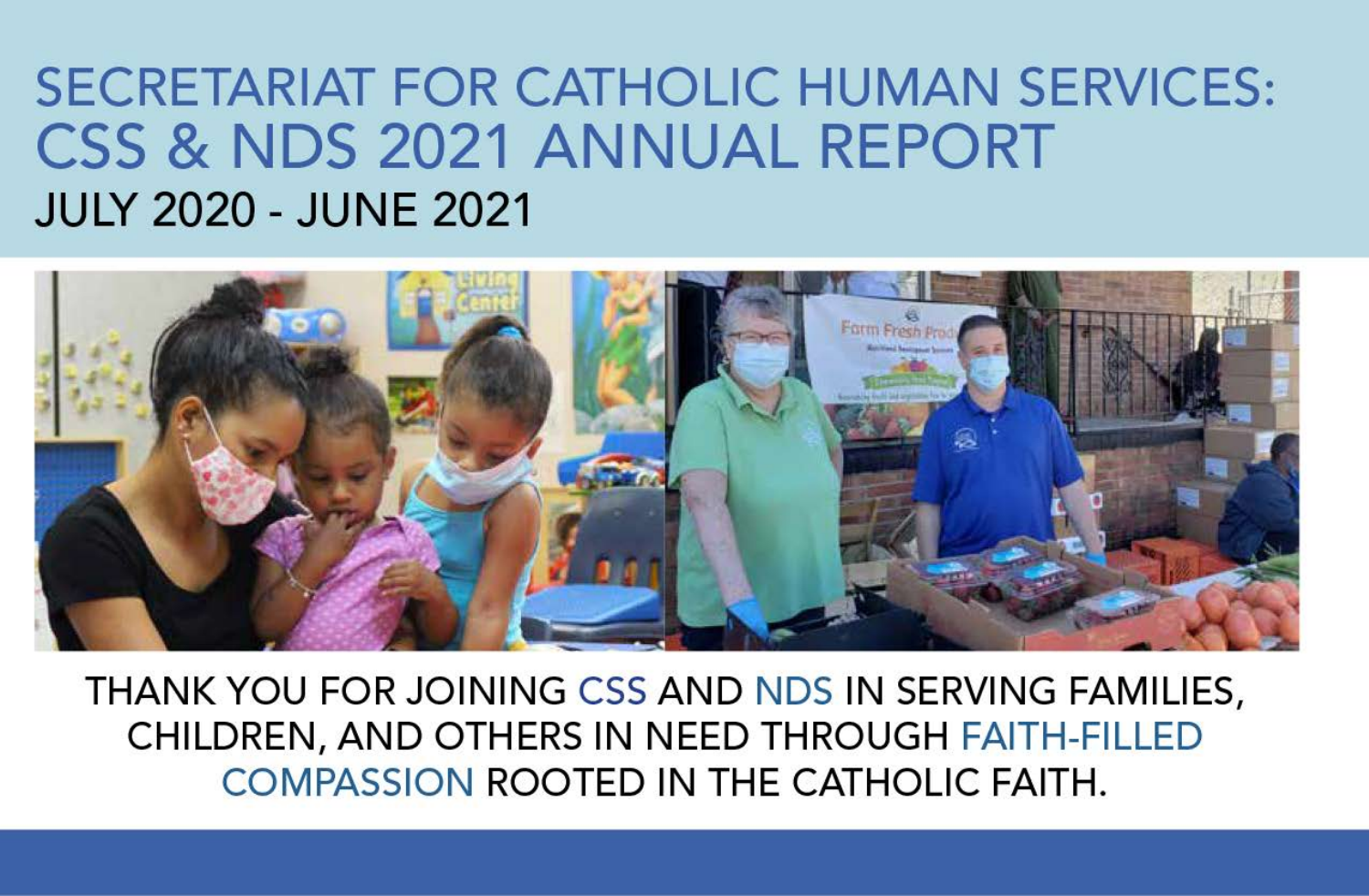# SECRETARIAT FOR CATHOLIC HUMAN SERVICES: CSS & NDS 2021 ANNUAL REPORT

## JULY 2020 - JUNE 2021

THANK YOU FOR JOINING CSS AND NDS IN SERVING FAMILIES, CHILDREN, AND OTHERS IN NEED THROUGH FAITH-FILLED COMPASSION ROOTED IN THE CATHOLIC FAITH.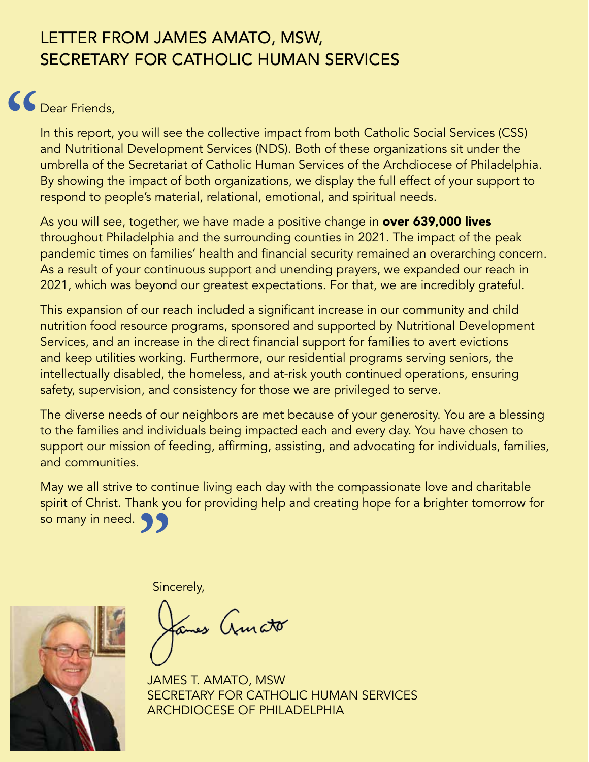# LETTER FROM JAMES AMATO, MSW, SECRETARY FOR CATHOLIC HUMAN SERVICES

"Dear Friends,

In this report, you will see the collective impact from both Catholic Social Services (CSS) and Nutritional Development Services (NDS). Both of these organizations sit under the umbrella of the Secretariat of Catholic Human Services of the Archdiocese of Philadelphia. By showing the impact of both organizations, we display the full effect of your support to respond to people's material, relational, emotional, and spiritual needs.

As you will see, together, we have made a positive change in **over 639,000 lives** throughout Philadelphia and the surrounding counties in 2021. The impact of the peak pandemic times on families' health and financial security remained an overarching concern. As a result of your continuous support and unending prayers, we expanded our reach in 2021, which was beyond our greatest expectations. For that, we are incredibly grateful.

This expansion of our reach included a significant increase in our community and child nutrition food resource programs, sponsored and supported by Nutritional Development Services, and an increase in the direct financial support for families to avert evictions and keep utilities working. Furthermore, our residential programs serving seniors, the intellectually disabled, the homeless, and at-risk youth continued operations, ensuring safety, supervision, and consistency for those we are privileged to serve.

The diverse needs of our neighbors are met because of your generosity. You are a blessing to the families and individuals being impacted each and every day. You have chosen to support our mission of feeding, affirming, assisting, and advocating for individuals, families, and communities.

May we all strive to continue living each day with the compassionate love and charitable spirit of Christ. Thank you for providing help and creating hope for a brighter tomorrow for so many in need."

Sincerely,

James Amato

JAMES T. AMATO, MSW
SECRETARY FOR CATHOLIC HUMAN SERVICES
ARCHDIOCESE OF PHILADELPHIA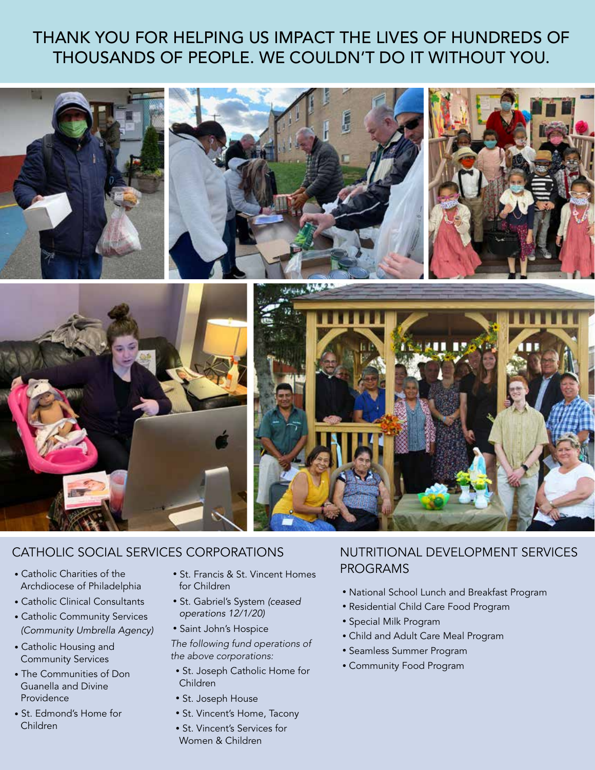# THANK YOU FOR HELPING US IMPACT THE LIVES OF HUNDREDS OF THOUSANDS OF PEOPLE. WE COULDN'T DO IT WITHOUT YOU.

## CATHOLIC SOCIAL SERVICES CORPORATIONS

- Catholic Charities of the Archdiocese of Philadelphia
- Catholic Clinical Consultants
- Catholic Community Services *(Community Umbrella Agency)*
- Catholic Housing and Community Services
- The Communities of Don Guanella and Divine Providence
- St. Edmond's Home for Children
- St. Francis & St. Vincent Homes for Children
- St. Gabriel's System *(ceased operations 12/1/20)*
- Saint John's Hospice

*The following fund operations of the above corporations:*

- St. Joseph Catholic Home for Children
- St. Joseph House
- St. Vincent's Home, Tacony
- St. Vincent's Services for Women & Children

## NUTRITIONAL DEVELOPMENT SERVICES PROGRAMS

- National School Lunch and Breakfast Program
- Residential Child Care Food Program
- Special Milk Program
- Child and Adult Care Meal Program
- Seamless Summer Program
- Community Food Program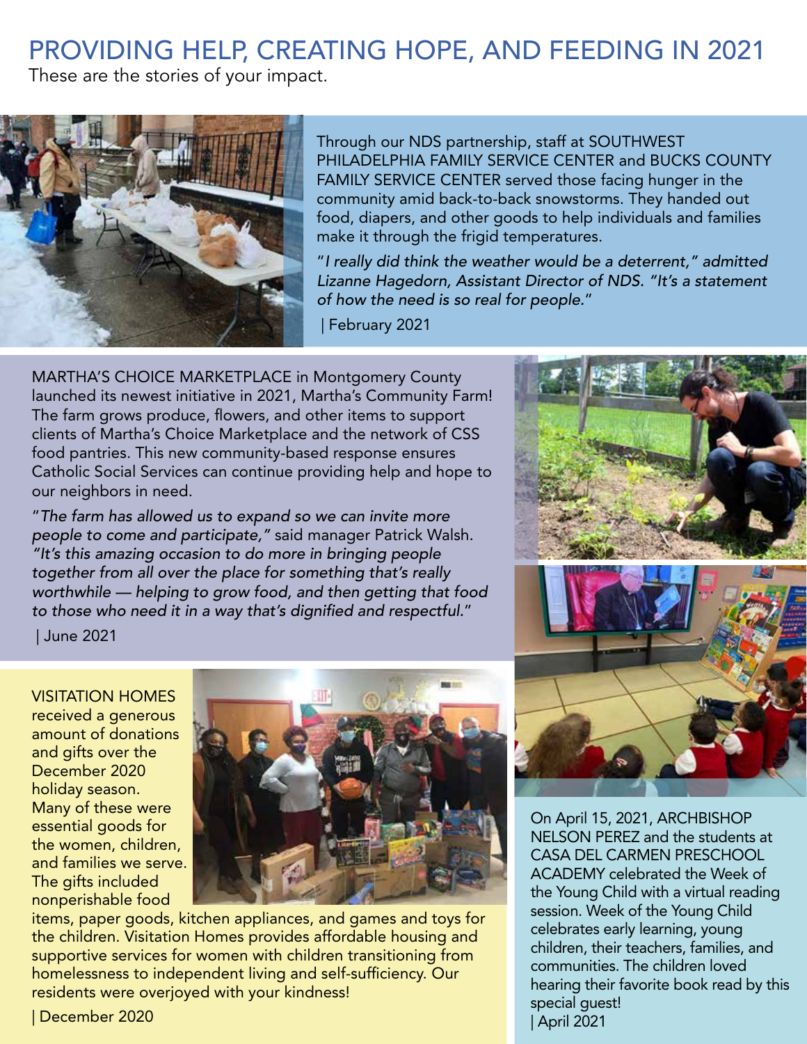# PROVIDING HELP, CREATING HOPE, AND FEEDING IN 2021

These are the stories of your impact.

Through our NDS partnership, staff at SOUTHWEST PHILADELPHIA FAMILY SERVICE CENTER and BUCKS COUNTY FAMILY SERVICE CENTER served those facing hunger in the community amid back-to-back snowstorms. They handed out food, diapers, and other goods to help individuals and families make it through the frigid temperatures.

"*I really did think the weather would be a deterrent," admitted Lizanne Hagedorn, Assistant Director of NDS. "It's a statement of how the need is so real for people.*"

| February 2021

MARTHA'S CHOICE MARKETPLACE in Montgomery County launched its newest initiative in 2021, Martha's Community Farm! The farm grows produce, flowers, and other items to support clients of Martha's Choice Marketplace and the network of CSS food pantries. This new community-based response ensures Catholic Social Services can continue providing help and hope to our neighbors in need.

"*The farm has allowed us to expand so we can invite more people to come and participate,"* said manager Patrick Walsh. *"It's this amazing occasion to do more in bringing people together from all over the place for something that's really worthwhile — helping to grow food, and then getting that food to those who need it in a way that's dignified and respectful.*"

| June 2021

VISITATION HOMES received a generous amount of donations and gifts over the December 2020 holiday season. Many of these were essential goods for the women, children, and families we serve. The gifts included nonperishable food items, paper goods, kitchen appliances, and games and toys for the children. Visitation Homes provides affordable housing and supportive services for women with children transitioning from homelessness to independent living and self-sufficiency. Our residents were overjoyed with your kindness!

| December 2020

On April 15, 2021, ARCHBISHOP NELSON PEREZ and the students at CASA DEL CARMEN PRESCHOOL ACADEMY celebrated the Week of the Young Child with a virtual reading session. Week of the Young Child celebrates early learning, young children, their teachers, families, and communities. The children loved hearing their favorite book read by this special guest!

| April 2021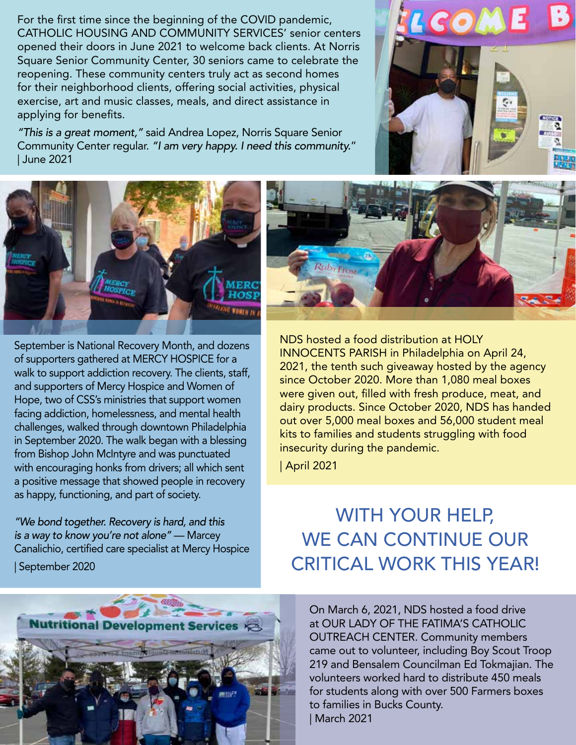For the first time since the beginning of the COVID pandemic, CATHOLIC HOUSING AND COMMUNITY SERVICES' senior centers opened their doors in June 2021 to welcome back clients. At Norris Square Senior Community Center, 30 seniors came to celebrate the reopening. These community centers truly act as second homes for their neighborhood clients, offering social activities, physical exercise, art and music classes, meals, and direct assistance in applying for benefits.

*"This is a great moment,"* said Andrea Lopez, Norris Square Senior Community Center regular. *"I am very happy. I need this community."* | June 2021

September is National Recovery Month, and dozens of supporters gathered at MERCY HOSPICE for a walk to support addiction recovery. The clients, staff, and supporters of Mercy Hospice and Women of Hope, two of CSS's ministries that support women facing addiction, homelessness, and mental health challenges, walked through downtown Philadelphia in September 2020. The walk began with a blessing from Bishop John McIntyre and was punctuated with encouraging honks from drivers; all which sent a positive message that showed people in recovery as happy, functioning, and part of society.

*"We bond together. Recovery is hard, and this is a way to know you're not alone"* — Marcey Canalichio, certified care specialist at Mercy Hospice

| September 2020

NDS hosted a food distribution at HOLY INNOCENTS PARISH in Philadelphia on April 24, 2021, the tenth such giveaway hosted by the agency since October 2020. More than 1,080 meal boxes were given out, filled with fresh produce, meat, and dairy products. Since October 2020, NDS has handed out over 5,000 meal boxes and 56,000 student meal kits to families and students struggling with food insecurity during the pandemic.

| April 2021

## WITH YOUR HELP, WE CAN CONTINUE OUR CRITICAL WORK THIS YEAR!

On March 6, 2021, NDS hosted a food drive at OUR LADY OF THE FATIMA'S CATHOLIC OUTREACH CENTER. Community members came out to volunteer, including Boy Scout Troop 219 and Bensalem Councilman Ed Tokmajian. The volunteers worked hard to distribute 450 meals for students along with over 500 Farmers boxes to families in Bucks County.
| March 2021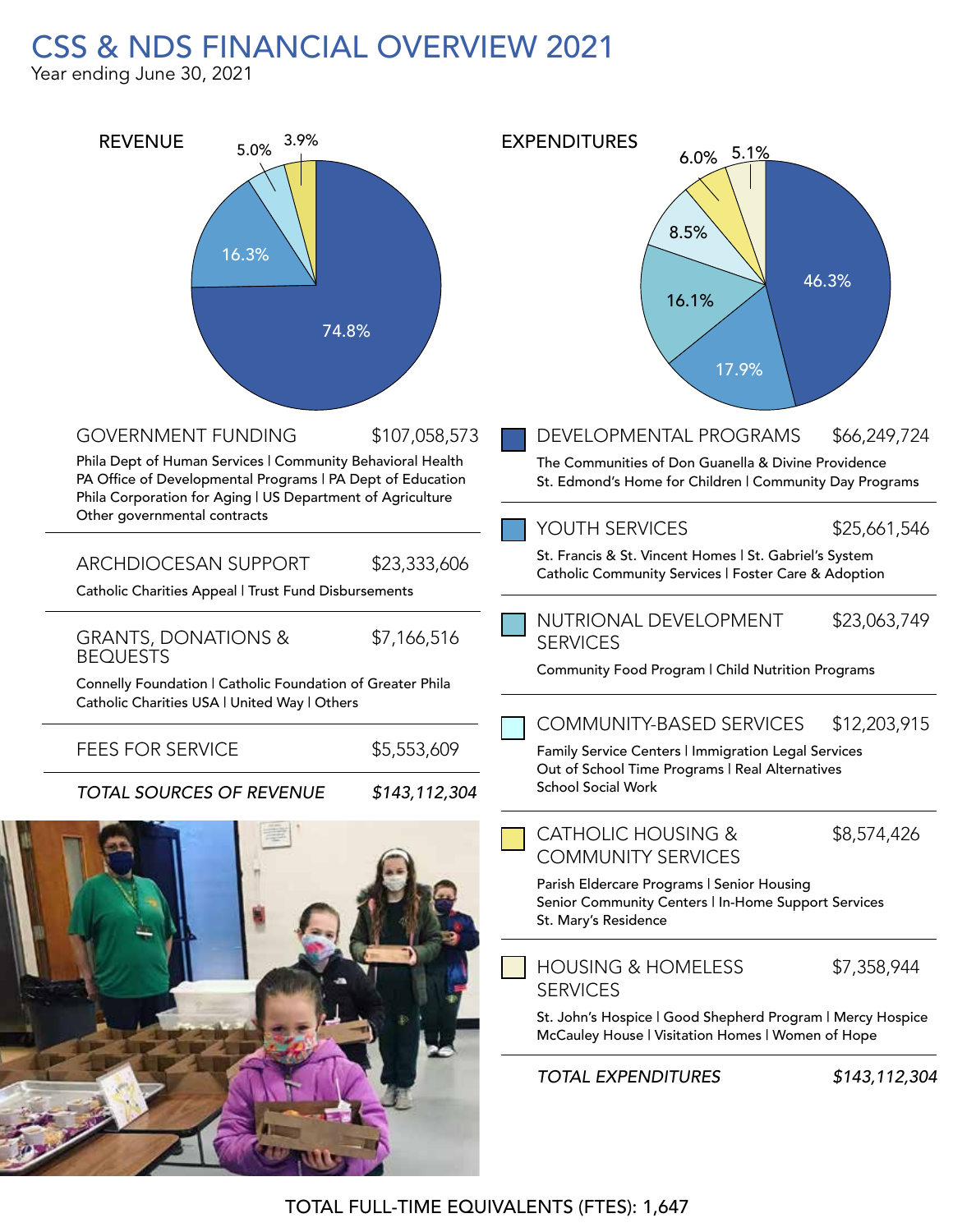# CSS & NDS FINANCIAL OVERVIEW 2021

Year ending June 30, 2021

## REVENUE

74.8% | 16.3% | 5.0% | 3.9%

| Source | Amount |
| --- | --- |
| GOVERNMENT FUNDING | $107,058,573 |
| ARCHDIOCESAN SUPPORT | $23,333,606 |
| GRANTS, DONATIONS & BEQUESTS | $7,166,516 |
| FEES FOR SERVICE | $5,553,609 |
| *TOTAL SOURCES OF REVENUE* | *$143,112,304* |

**GOVERNMENT FUNDING** — $107,058,573

Phila Dept of Human Services | Community Behavioral Health
PA Office of Developmental Programs | PA Dept of Education
Phila Corporation for Aging | US Department of Agriculture
Other governmental contracts

**ARCHDIOCESAN SUPPORT** — $23,333,606

Catholic Charities Appeal | Trust Fund Disbursements

**GRANTS, DONATIONS & BEQUESTS** — $7,166,516

Connelly Foundation | Catholic Foundation of Greater Phila
Catholic Charities USA | United Way | Others

**FEES FOR SERVICE** — $5,553,609

*TOTAL SOURCES OF REVENUE* — *$143,112,304*

## EXPENDITURES

46.3% | 17.9% | 16.1% | 8.5% | 6.0% | 5.1%

**DEVELOPMENTAL PROGRAMS** — $66,249,724

The Communities of Don Guanella & Divine Providence
St. Edmond's Home for Children | Community Day Programs

**YOUTH SERVICES** — $25,661,546

St. Francis & St. Vincent Homes | St. Gabriel's System
Catholic Community Services | Foster Care & Adoption

**NUTRIONAL DEVELOPMENT SERVICES** — $23,063,749

Community Food Program | Child Nutrition Programs

**COMMUNITY-BASED SERVICES** — $12,203,915

Family Service Centers | Immigration Legal Services
Out of School Time Programs | Real Alternatives
School Social Work

**CATHOLIC HOUSING & COMMUNITY SERVICES** — $8,574,426

Parish Eldercare Programs | Senior Housing
Senior Community Centers | In-Home Support Services
St. Mary's Residence

**HOUSING & HOMELESS SERVICES** — $7,358,944

St. John's Hospice | Good Shepherd Program | Mercy Hospice
McCauley House | Visitation Homes | Women of Hope

*TOTAL EXPENDITURES* — *$143,112,304*

TOTAL FULL-TIME EQUIVALENTS (FTES): 1,647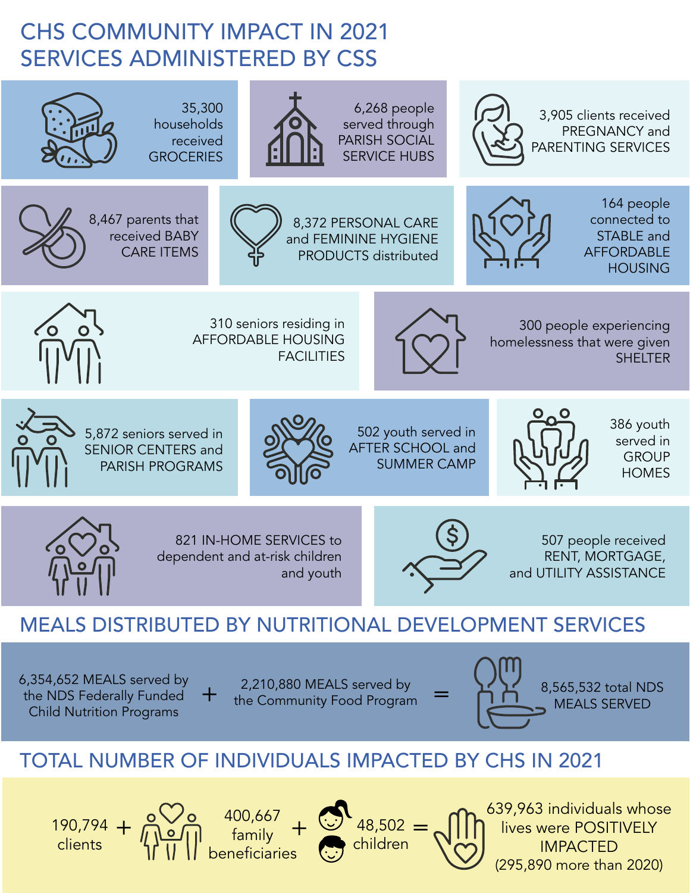# CHS COMMUNITY IMPACT IN 2021
# SERVICES ADMINISTERED BY CSS

- 35,300 households received GROCERIES
- 6,268 people served through PARISH SOCIAL SERVICE HUBS
- 3,905 clients received PREGNANCY and PARENTING SERVICES
- 8,467 parents that received BABY CARE ITEMS
- 8,372 PERSONAL CARE and FEMININE HYGIENE PRODUCTS distributed
- 164 people connected to STABLE and AFFORDABLE HOUSING
- 310 seniors residing in AFFORDABLE HOUSING FACILITIES
- 300 people experiencing homelessness that were given SHELTER
- 5,872 seniors served in SENIOR CENTERS and PARISH PROGRAMS
- 502 youth served in AFTER SCHOOL and SUMMER CAMP
- 386 youth served in GROUP HOMES
- 821 IN-HOME SERVICES to dependent and at-risk children and youth
- 507 people received RENT, MORTGAGE, and UTILITY ASSISTANCE

## MEALS DISTRIBUTED BY NUTRITIONAL DEVELOPMENT SERVICES

6,354,652 MEALS served by the NDS Federally Funded Child Nutrition Programs + 2,210,880 MEALS served by the Community Food Program = 8,565,532 total NDS MEALS SERVED

## TOTAL NUMBER OF INDIVIDUALS IMPACTED BY CHS IN 2021

190,794 clients + 400,667 family beneficiaries + 48,502 children = 639,963 individuals whose lives were POSITIVELY IMPACTED (295,890 more than 2020)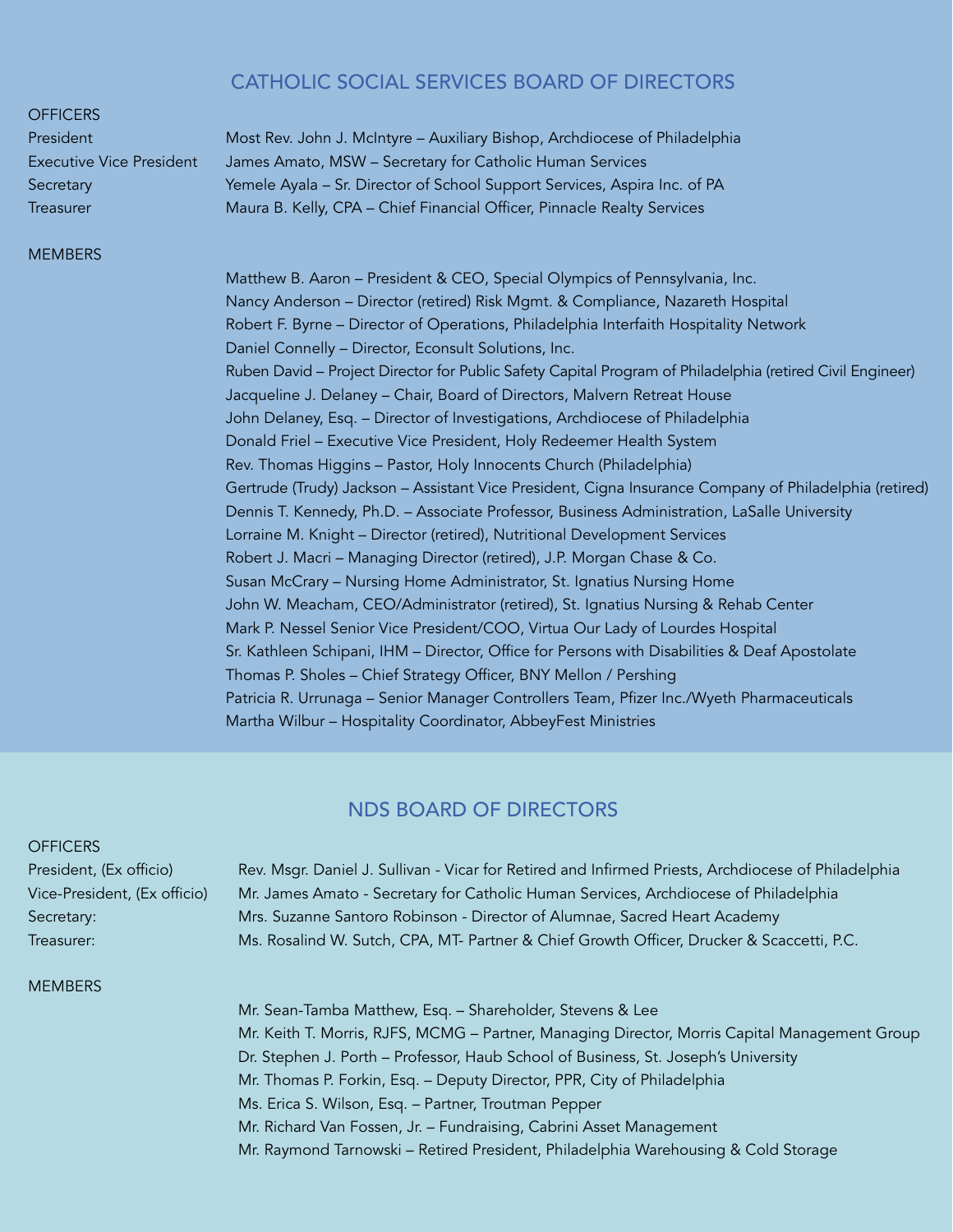## CATHOLIC SOCIAL SERVICES BOARD OF DIRECTORS

### OFFICERS

| | |
|---|---|
| President | Most Rev. John J. McIntyre – Auxiliary Bishop, Archdiocese of Philadelphia |
| Executive Vice President | James Amato, MSW – Secretary for Catholic Human Services |
| Secretary | Yemele Ayala – Sr. Director of School Support Services, Aspira Inc. of PA |
| Treasurer | Maura B. Kelly, CPA – Chief Financial Officer, Pinnacle Realty Services |

### MEMBERS

Matthew B. Aaron – President & CEO, Special Olympics of Pennsylvania, Inc.
Nancy Anderson – Director (retired) Risk Mgmt. & Compliance, Nazareth Hospital
Robert F. Byrne – Director of Operations, Philadelphia Interfaith Hospitality Network
Daniel Connelly – Director, Econsult Solutions, Inc.
Ruben David – Project Director for Public Safety Capital Program of Philadelphia (retired Civil Engineer)
Jacqueline J. Delaney – Chair, Board of Directors, Malvern Retreat House
John Delaney, Esq. – Director of Investigations, Archdiocese of Philadelphia
Donald Friel – Executive Vice President, Holy Redeemer Health System
Rev. Thomas Higgins – Pastor, Holy Innocents Church (Philadelphia)
Gertrude (Trudy) Jackson – Assistant Vice President, Cigna Insurance Company of Philadelphia (retired)
Dennis T. Kennedy, Ph.D. – Associate Professor, Business Administration, LaSalle University
Lorraine M. Knight – Director (retired), Nutritional Development Services
Robert J. Macri – Managing Director (retired), J.P. Morgan Chase & Co.
Susan McCrary – Nursing Home Administrator, St. Ignatius Nursing Home
John W. Meacham, CEO/Administrator (retired), St. Ignatius Nursing & Rehab Center
Mark P. Nessel Senior Vice President/COO, Virtua Our Lady of Lourdes Hospital
Sr. Kathleen Schipani, IHM – Director, Office for Persons with Disabilities & Deaf Apostolate
Thomas P. Sholes – Chief Strategy Officer, BNY Mellon / Pershing
Patricia R. Urrunaga – Senior Manager Controllers Team, Pfizer Inc./Wyeth Pharmaceuticals
Martha Wilbur – Hospitality Coordinator, AbbeyFest Ministries

## NDS BOARD OF DIRECTORS

### OFFICERS

| | |
|---|---|
| President, (Ex officio) | Rev. Msgr. Daniel J. Sullivan - Vicar for Retired and Infirmed Priests, Archdiocese of Philadelphia |
| Vice-President, (Ex officio) | Mr. James Amato - Secretary for Catholic Human Services, Archdiocese of Philadelphia |
| Secretary: | Mrs. Suzanne Santoro Robinson - Director of Alumnae, Sacred Heart Academy |
| Treasurer: | Ms. Rosalind W. Sutch, CPA, MT- Partner & Chief Growth Officer, Drucker & Scaccetti, P.C. |

### MEMBERS

Mr. Sean-Tamba Matthew, Esq. – Shareholder, Stevens & Lee
Mr. Keith T. Morris, RJFS, MCMG – Partner, Managing Director, Morris Capital Management Group
Dr. Stephen J. Porth – Professor, Haub School of Business, St. Joseph's University
Mr. Thomas P. Forkin, Esq. – Deputy Director, PPR, City of Philadelphia
Ms. Erica S. Wilson, Esq. – Partner, Troutman Pepper
Mr. Richard Van Fossen, Jr. – Fundraising, Cabrini Asset Management
Mr. Raymond Tarnowski – Retired President, Philadelphia Warehousing & Cold Storage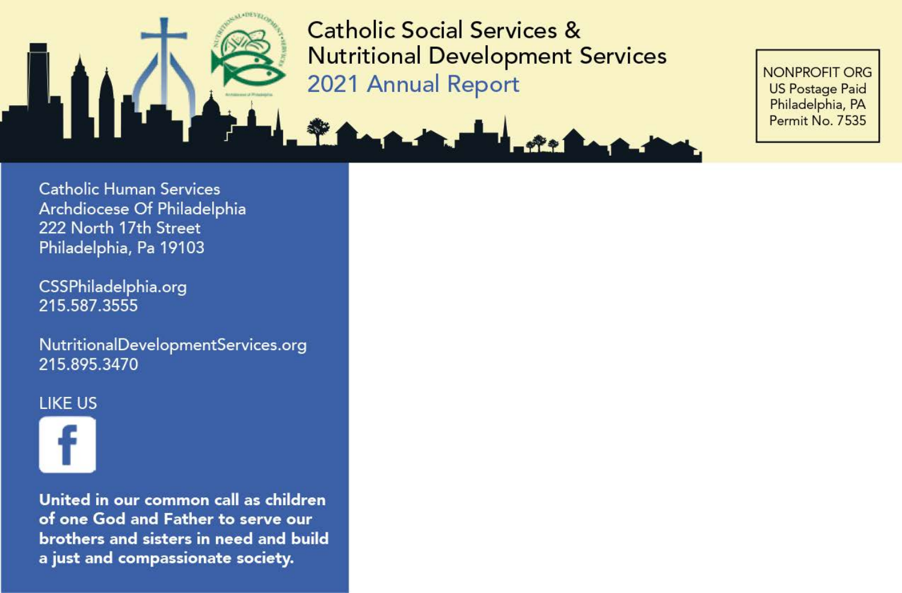# Catholic Social Services & Nutritional Development Services

## 2021 Annual Report

NONPROFIT ORG
US Postage Paid
Philadelphia, PA
Permit No. 7535

Catholic Human Services
Archdiocese Of Philadelphia
222 North 17th Street
Philadelphia, Pa 19103

CSSPhiladelphia.org
215.587.3555

NutritionalDevelopmentServices.org
215.895.3470

LIKE US

**United in our common call as children of one God and Father to serve our brothers and sisters in need and build a just and compassionate society.**